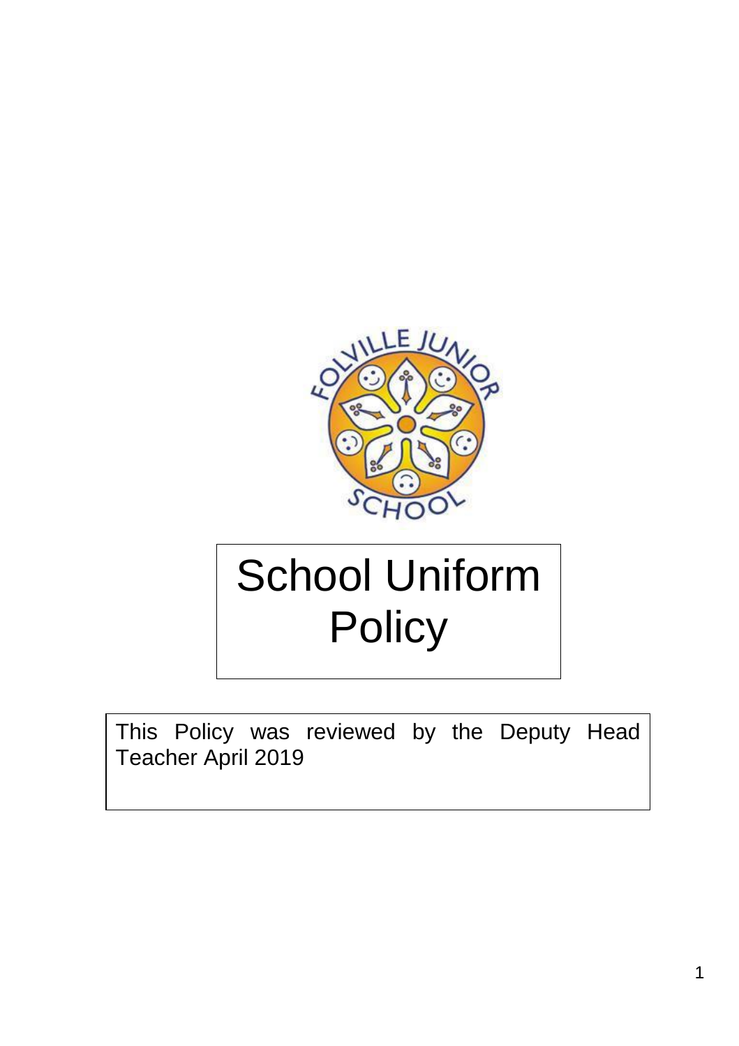# School Uniform Policy

This Policy was reviewed by the Deputy Head Teacher April 2019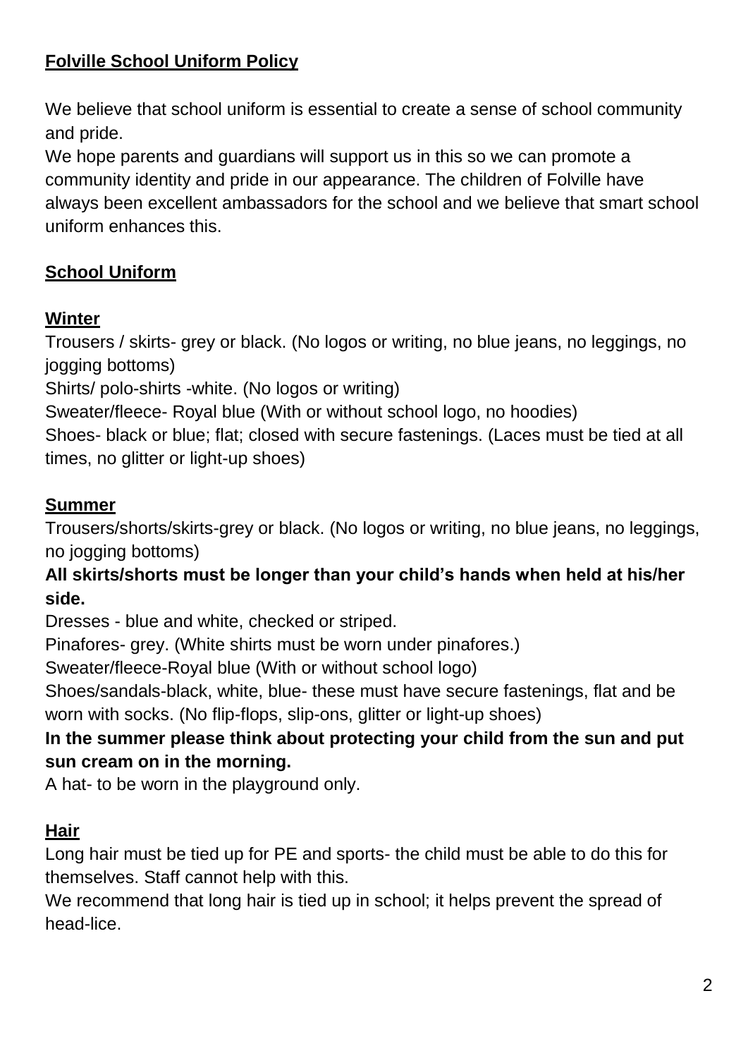## Folville School Uniform Policy

We believe that school uniform is essential to create a sense of school community and pride.
We hope parents and guardians will support us in this so we can promote a community identity and pride in our appearance. The children of Folville have always been excellent ambassadors for the school and we believe that smart school uniform enhances this.

## School Uniform

### Winter

Trousers / skirts- grey or black. (No logos or writing, no blue jeans, no leggings, no jogging bottoms)
Shirts/ polo-shirts -white. (No logos or writing)
Sweater/fleece- Royal blue (With or without school logo, no hoodies)
Shoes- black or blue; flat; closed with secure fastenings. (Laces must be tied at all times, no glitter or light-up shoes)

### Summer

Trousers/shorts/skirts-grey or black. (No logos or writing, no blue jeans, no leggings, no jogging bottoms)
**All skirts/shorts must be longer than your child's hands when held at his/her side.**
Dresses - blue and white, checked or striped.
Pinafores- grey. (White shirts must be worn under pinafores.)
Sweater/fleece-Royal blue (With or without school logo)
Shoes/sandals-black, white, blue- these must have secure fastenings, flat and be worn with socks. (No flip-flops, slip-ons, glitter or light-up shoes)
**In the summer please think about protecting your child from the sun and put sun cream on in the morning.**
A hat- to be worn in the playground only.

### Hair

Long hair must be tied up for PE and sports- the child must be able to do this for themselves. Staff cannot help with this.
We recommend that long hair is tied up in school; it helps prevent the spread of head-lice.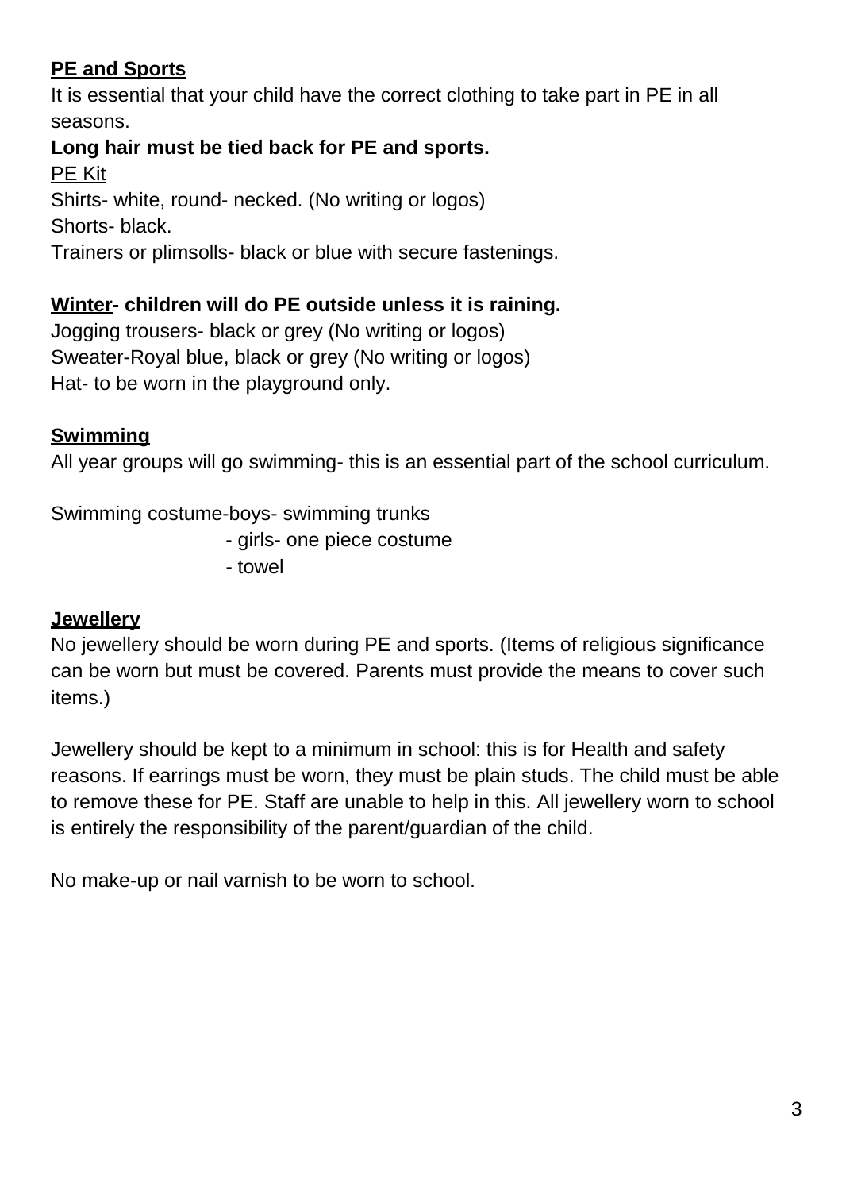**PE and Sports**

It is essential that your child have the correct clothing to take part in PE in all seasons.

**Long hair must be tied back for PE and sports.**

PE Kit

Shirts- white, round- necked. (No writing or logos)
Shorts- black.
Trainers or plimsolls- black or blue with secure fastenings.

**Winter- children will do PE outside unless it is raining.**

Jogging trousers- black or grey (No writing or logos)
Sweater-Royal blue, black or grey (No writing or logos)
Hat- to be worn in the playground only.

**Swimming**

All year groups will go swimming- this is an essential part of the school curriculum.

Swimming costume-boys- swimming trunks
- girls- one piece costume
- towel

**Jewellery**

No jewellery should be worn during PE and sports. (Items of religious significance can be worn but must be covered. Parents must provide the means to cover such items.)

Jewellery should be kept to a minimum in school: this is for Health and safety reasons. If earrings must be worn, they must be plain studs. The child must be able to remove these for PE. Staff are unable to help in this. All jewellery worn to school is entirely the responsibility of the parent/guardian of the child.

No make-up or nail varnish to be worn to school.